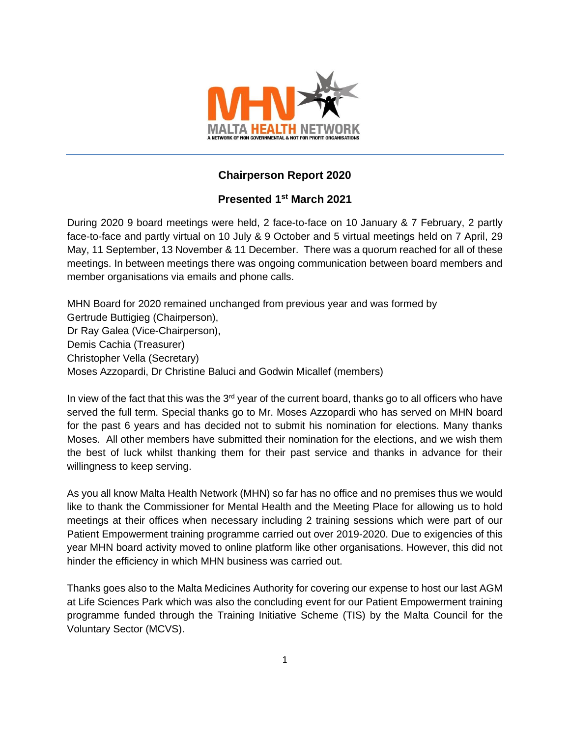MALTA HEALTH NETWORK

A NETWORK OF NON GOVERNMENTAL & NOT FOR PROFIT ORGANISATIONS

## Chairperson Report 2020

## Presented 1st March 2021

During 2020 9 board meetings were held, 2 face-to-face on 10 January & 7 February, 2 partly face-to-face and partly virtual on 10 July & 9 October and 5 virtual meetings held on 7 April, 29 May, 11 September, 13 November & 11 December. There was a quorum reached for all of these meetings. In between meetings there was ongoing communication between board members and member organisations via emails and phone calls.

MHN Board for 2020 remained unchanged from previous year and was formed by
Gertrude Buttigieg (Chairperson),
Dr Ray Galea (Vice-Chairperson),
Demis Cachia (Treasurer)
Christopher Vella (Secretary)
Moses Azzopardi, Dr Christine Baluci and Godwin Micallef (members)

In view of the fact that this was the 3rd year of the current board, thanks go to all officers who have served the full term. Special thanks go to Mr. Moses Azzopardi who has served on MHN board for the past 6 years and has decided not to submit his nomination for elections. Many thanks Moses. All other members have submitted their nomination for the elections, and we wish them the best of luck whilst thanking them for their past service and thanks in advance for their willingness to keep serving.

As you all know Malta Health Network (MHN) so far has no office and no premises thus we would like to thank the Commissioner for Mental Health and the Meeting Place for allowing us to hold meetings at their offices when necessary including 2 training sessions which were part of our Patient Empowerment training programme carried out over 2019-2020. Due to exigencies of this year MHN board activity moved to online platform like other organisations. However, this did not hinder the efficiency in which MHN business was carried out.

Thanks goes also to the Malta Medicines Authority for covering our expense to host our last AGM at Life Sciences Park which was also the concluding event for our Patient Empowerment training programme funded through the Training Initiative Scheme (TIS) by the Malta Council for the Voluntary Sector (MCVS).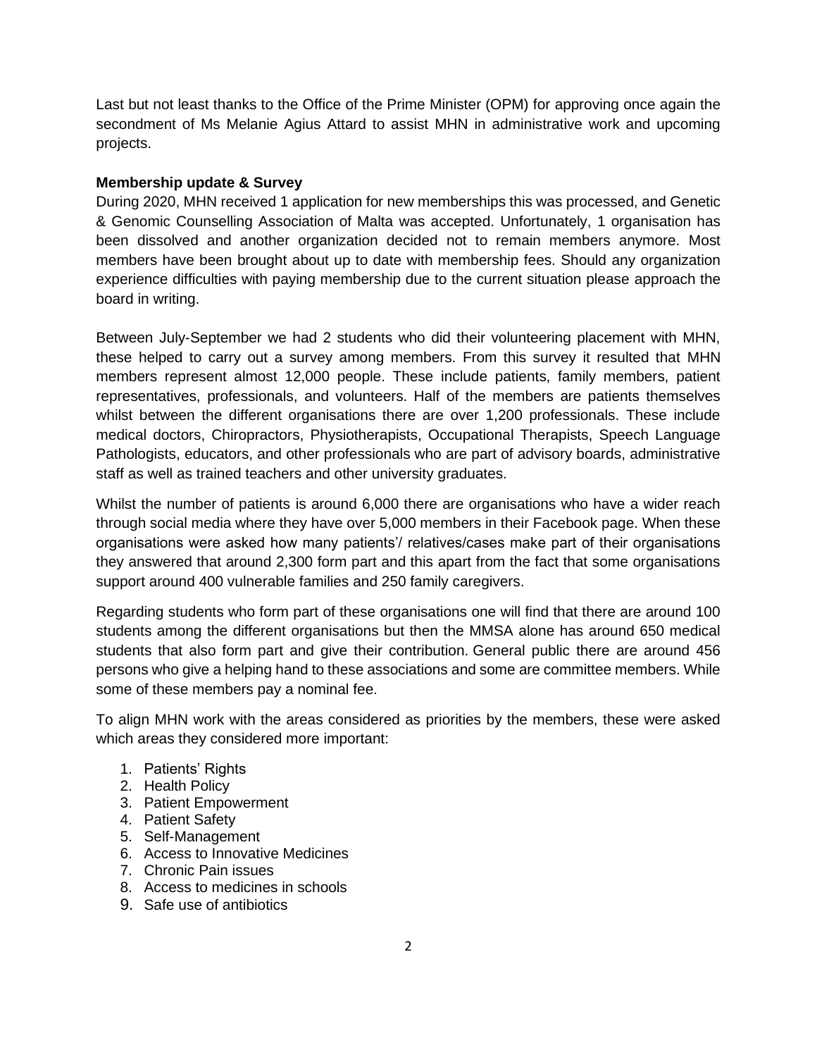Last but not least thanks to the Office of the Prime Minister (OPM) for approving once again the secondment of Ms Melanie Agius Attard to assist MHN in administrative work and upcoming projects.

**Membership update & Survey**

During 2020, MHN received 1 application for new memberships this was processed, and Genetic & Genomic Counselling Association of Malta was accepted. Unfortunately, 1 organisation has been dissolved and another organization decided not to remain members anymore. Most members have been brought about up to date with membership fees. Should any organization experience difficulties with paying membership due to the current situation please approach the board in writing.

Between July-September we had 2 students who did their volunteering placement with MHN, these helped to carry out a survey among members. From this survey it resulted that MHN members represent almost 12,000 people. These include patients, family members, patient representatives, professionals, and volunteers. Half of the members are patients themselves whilst between the different organisations there are over 1,200 professionals. These include medical doctors, Chiropractors, Physiotherapists, Occupational Therapists, Speech Language Pathologists, educators, and other professionals who are part of advisory boards, administrative staff as well as trained teachers and other university graduates.

Whilst the number of patients is around 6,000 there are organisations who have a wider reach through social media where they have over 5,000 members in their Facebook page. When these organisations were asked how many patients'/ relatives/cases make part of their organisations they answered that around 2,300 form part and this apart from the fact that some organisations support around 400 vulnerable families and 250 family caregivers.

Regarding students who form part of these organisations one will find that there are around 100 students among the different organisations but then the MMSA alone has around 650 medical students that also form part and give their contribution. General public there are around 456 persons who give a helping hand to these associations and some are committee members. While some of these members pay a nominal fee.

To align MHN work with the areas considered as priorities by the members, these were asked which areas they considered more important:

1. Patients' Rights
2. Health Policy
3. Patient Empowerment
4. Patient Safety
5. Self-Management
6. Access to Innovative Medicines
7. Chronic Pain issues
8. Access to medicines in schools
9. Safe use of antibiotics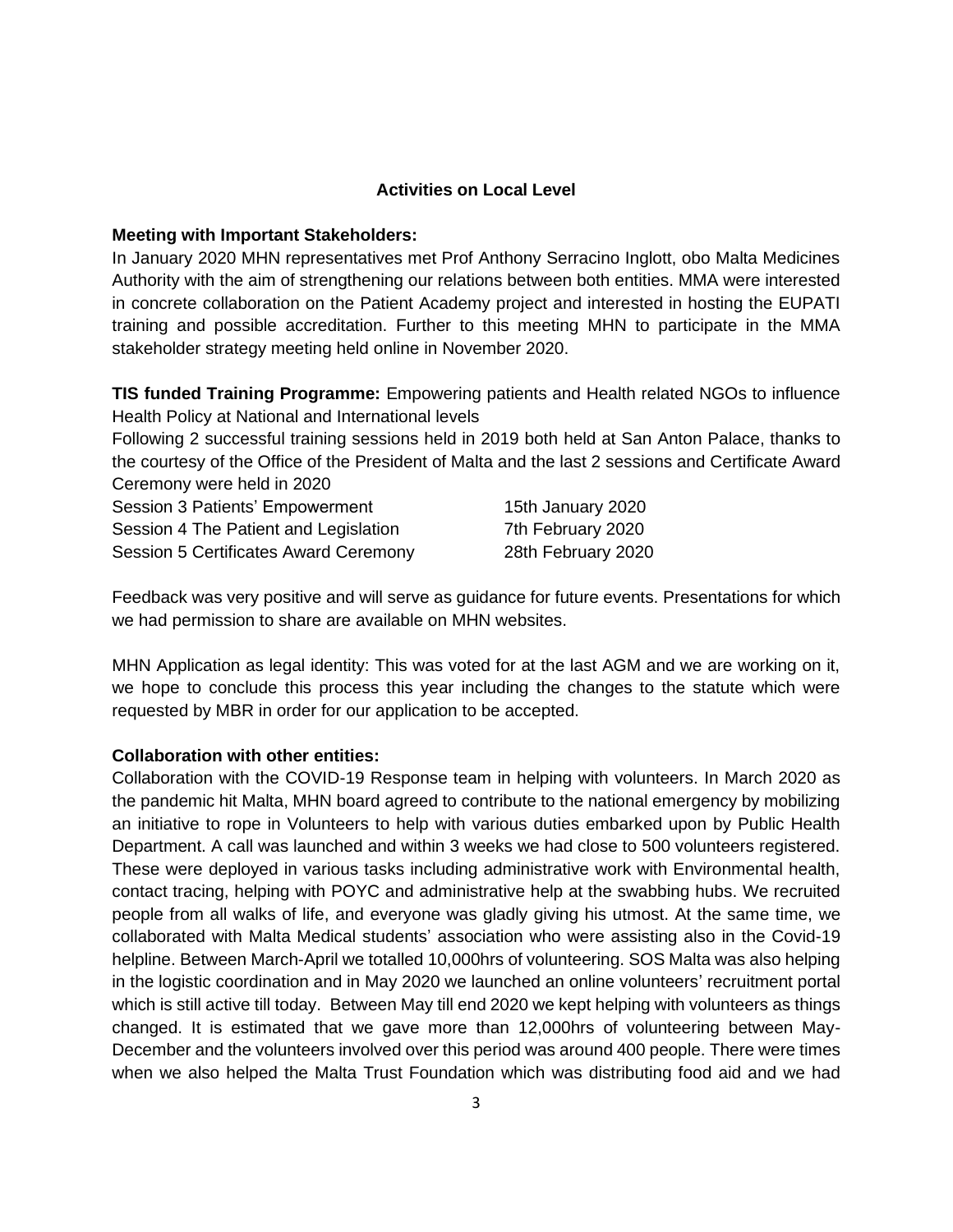## Activities on Local Level

**Meeting with Important Stakeholders:**
In January 2020 MHN representatives met Prof Anthony Serracino Inglott, obo Malta Medicines Authority with the aim of strengthening our relations between both entities. MMA were interested in concrete collaboration on the Patient Academy project and interested in hosting the EUPATI training and possible accreditation. Further to this meeting MHN to participate in the MMA stakeholder strategy meeting held online in November 2020.

**TIS funded Training Programme:** Empowering patients and Health related NGOs to influence Health Policy at National and International levels
Following 2 successful training sessions held in 2019 both held at San Anton Palace, thanks to the courtesy of the Office of the President of Malta and the last 2 sessions and Certificate Award Ceremony were held in 2020

| | |
|---|---|
| Session 3 Patients' Empowerment | 15th January 2020 |
| Session 4 The Patient and Legislation | 7th February 2020 |
| Session 5 Certificates Award Ceremony | 28th February 2020 |

Feedback was very positive and will serve as guidance for future events. Presentations for which we had permission to share are available on MHN websites.

MHN Application as legal identity: This was voted for at the last AGM and we are working on it, we hope to conclude this process this year including the changes to the statute which were requested by MBR in order for our application to be accepted.

**Collaboration with other entities:**
Collaboration with the COVID-19 Response team in helping with volunteers. In March 2020 as the pandemic hit Malta, MHN board agreed to contribute to the national emergency by mobilizing an initiative to rope in Volunteers to help with various duties embarked upon by Public Health Department. A call was launched and within 3 weeks we had close to 500 volunteers registered. These were deployed in various tasks including administrative work with Environmental health, contact tracing, helping with POYC and administrative help at the swabbing hubs. We recruited people from all walks of life, and everyone was gladly giving his utmost. At the same time, we collaborated with Malta Medical students' association who were assisting also in the Covid-19 helpline. Between March-April we totalled 10,000hrs of volunteering. SOS Malta was also helping in the logistic coordination and in May 2020 we launched an online volunteers' recruitment portal which is still active till today. Between May till end 2020 we kept helping with volunteers as things changed. It is estimated that we gave more than 12,000hrs of volunteering between May-December and the volunteers involved over this period was around 400 people. There were times when we also helped the Malta Trust Foundation which was distributing food aid and we had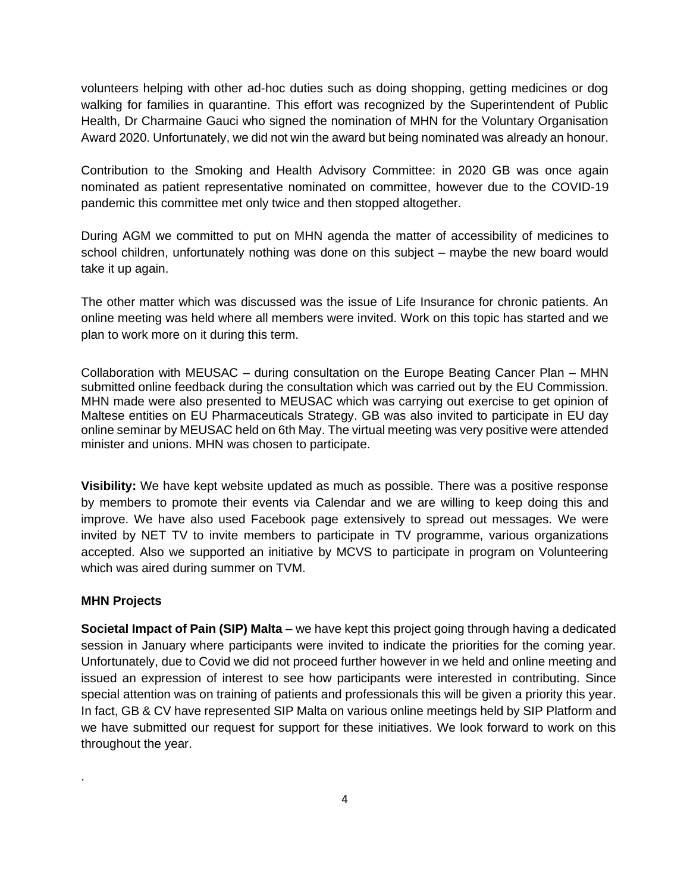volunteers helping with other ad-hoc duties such as doing shopping, getting medicines or dog walking for families in quarantine. This effort was recognized by the Superintendent of Public Health, Dr Charmaine Gauci who signed the nomination of MHN for the Voluntary Organisation Award 2020. Unfortunately, we did not win the award but being nominated was already an honour.

Contribution to the Smoking and Health Advisory Committee: in 2020 GB was once again nominated as patient representative nominated on committee, however due to the COVID-19 pandemic this committee met only twice and then stopped altogether.

During AGM we committed to put on MHN agenda the matter of accessibility of medicines to school children, unfortunately nothing was done on this subject – maybe the new board would take it up again.

The other matter which was discussed was the issue of Life Insurance for chronic patients. An online meeting was held where all members were invited. Work on this topic has started and we plan to work more on it during this term.

Collaboration with MEUSAC – during consultation on the Europe Beating Cancer Plan – MHN submitted online feedback during the consultation which was carried out by the EU Commission. MHN made were also presented to MEUSAC which was carrying out exercise to get opinion of Maltese entities on EU Pharmaceuticals Strategy. GB was also invited to participate in EU day online seminar by MEUSAC held on 6th May. The virtual meeting was very positive were attended minister and unions. MHN was chosen to participate.

**Visibility:** We have kept website updated as much as possible. There was a positive response by members to promote their events via Calendar and we are willing to keep doing this and improve. We have also used Facebook page extensively to spread out messages. We were invited by NET TV to invite members to participate in TV programme, various organizations accepted. Also we supported an initiative by MCVS to participate in program on Volunteering which was aired during summer on TVM.

**MHN Projects**

**Societal Impact of Pain (SIP) Malta** – we have kept this project going through having a dedicated session in January where participants were invited to indicate the priorities for the coming year. Unfortunately, due to Covid we did not proceed further however in we held and online meeting and issued an expression of interest to see how participants were interested in contributing. Since special attention was on training of patients and professionals this will be given a priority this year. In fact, GB & CV have represented SIP Malta on various online meetings held by SIP Platform and we have submitted our request for support for these initiatives. We look forward to work on this throughout the year.

.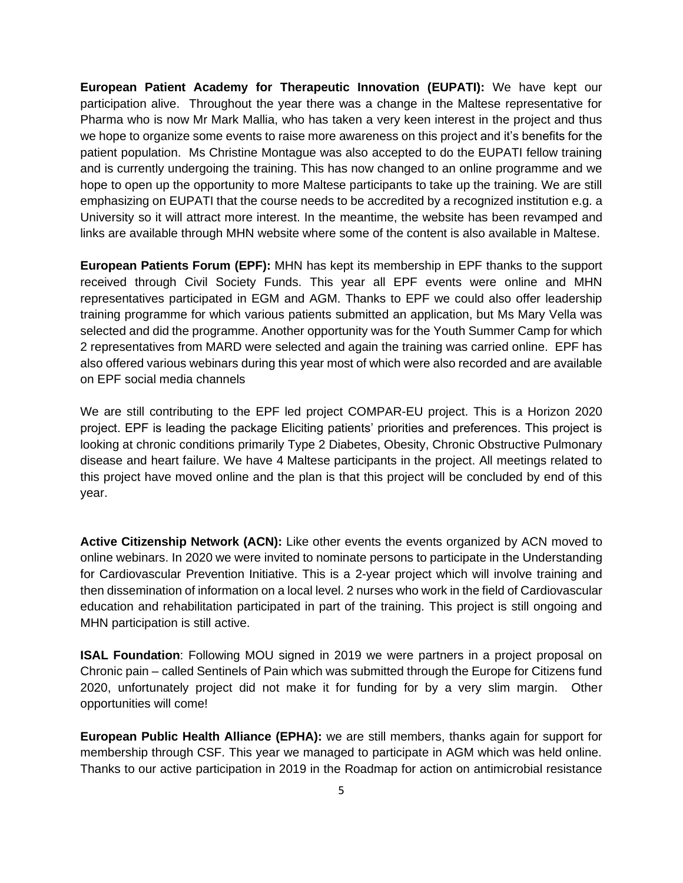**European Patient Academy for Therapeutic Innovation (EUPATI):** We have kept our participation alive. Throughout the year there was a change in the Maltese representative for Pharma who is now Mr Mark Mallia, who has taken a very keen interest in the project and thus we hope to organize some events to raise more awareness on this project and it's benefits for the patient population. Ms Christine Montague was also accepted to do the EUPATI fellow training and is currently undergoing the training. This has now changed to an online programme and we hope to open up the opportunity to more Maltese participants to take up the training. We are still emphasizing on EUPATI that the course needs to be accredited by a recognized institution e.g. a University so it will attract more interest. In the meantime, the website has been revamped and links are available through MHN website where some of the content is also available in Maltese.

**European Patients Forum (EPF):** MHN has kept its membership in EPF thanks to the support received through Civil Society Funds. This year all EPF events were online and MHN representatives participated in EGM and AGM. Thanks to EPF we could also offer leadership training programme for which various patients submitted an application, but Ms Mary Vella was selected and did the programme. Another opportunity was for the Youth Summer Camp for which 2 representatives from MARD were selected and again the training was carried online. EPF has also offered various webinars during this year most of which were also recorded and are available on EPF social media channels

We are still contributing to the EPF led project COMPAR-EU project. This is a Horizon 2020 project. EPF is leading the package Eliciting patients' priorities and preferences. This project is looking at chronic conditions primarily Type 2 Diabetes, Obesity, Chronic Obstructive Pulmonary disease and heart failure. We have 4 Maltese participants in the project. All meetings related to this project have moved online and the plan is that this project will be concluded by end of this year.

**Active Citizenship Network (ACN):** Like other events the events organized by ACN moved to online webinars. In 2020 we were invited to nominate persons to participate in the Understanding for Cardiovascular Prevention Initiative. This is a 2-year project which will involve training and then dissemination of information on a local level. 2 nurses who work in the field of Cardiovascular education and rehabilitation participated in part of the training. This project is still ongoing and MHN participation is still active.

**ISAL Foundation**: Following MOU signed in 2019 we were partners in a project proposal on Chronic pain – called Sentinels of Pain which was submitted through the Europe for Citizens fund 2020, unfortunately project did not make it for funding for by a very slim margin. Other opportunities will come!

**European Public Health Alliance (EPHA):** we are still members, thanks again for support for membership through CSF. This year we managed to participate in AGM which was held online. Thanks to our active participation in 2019 in the Roadmap for action on antimicrobial resistance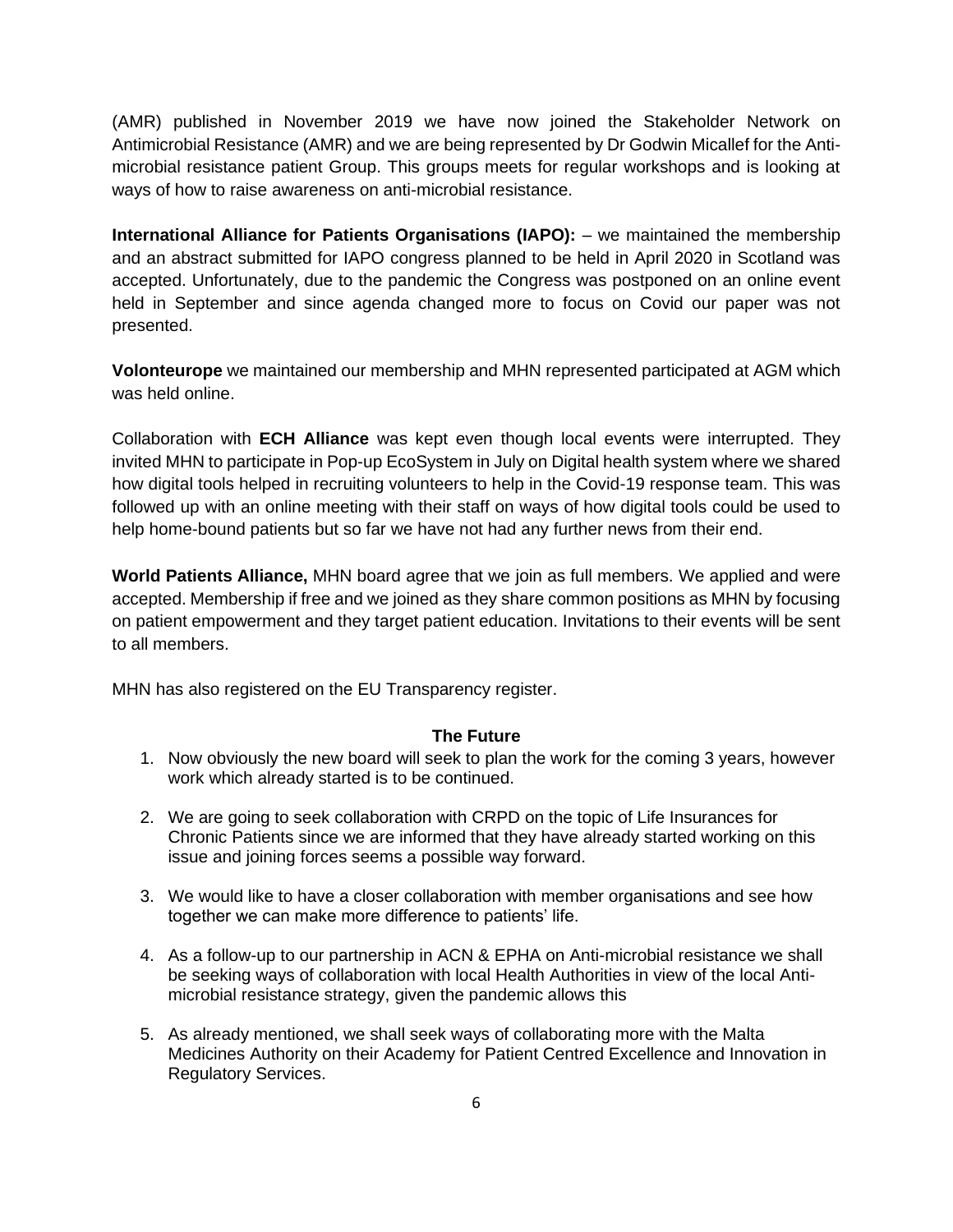(AMR) published in November 2019 we have now joined the Stakeholder Network on Antimicrobial Resistance (AMR) and we are being represented by Dr Godwin Micallef for the Anti-microbial resistance patient Group. This groups meets for regular workshops and is looking at ways of how to raise awareness on anti-microbial resistance.

**International Alliance for Patients Organisations (IAPO):** – we maintained the membership and an abstract submitted for IAPO congress planned to be held in April 2020 in Scotland was accepted. Unfortunately, due to the pandemic the Congress was postponed on an online event held in September and since agenda changed more to focus on Covid our paper was not presented.

**Volonteurope** we maintained our membership and MHN represented participated at AGM which was held online.

Collaboration with **ECH Alliance** was kept even though local events were interrupted. They invited MHN to participate in Pop-up EcoSystem in July on Digital health system where we shared how digital tools helped in recruiting volunteers to help in the Covid-19 response team. This was followed up with an online meeting with their staff on ways of how digital tools could be used to help home-bound patients but so far we have not had any further news from their end.

**World Patients Alliance,** MHN board agree that we join as full members. We applied and were accepted. Membership if free and we joined as they share common positions as MHN by focusing on patient empowerment and they target patient education. Invitations to their events will be sent to all members.

MHN has also registered on the EU Transparency register.

## The Future

1. Now obviously the new board will seek to plan the work for the coming 3 years, however work which already started is to be continued.

2. We are going to seek collaboration with CRPD on the topic of Life Insurances for Chronic Patients since we are informed that they have already started working on this issue and joining forces seems a possible way forward.

3. We would like to have a closer collaboration with member organisations and see how together we can make more difference to patients' life.

4. As a follow-up to our partnership in ACN & EPHA on Anti-microbial resistance we shall be seeking ways of collaboration with local Health Authorities in view of the local Anti-microbial resistance strategy, given the pandemic allows this

5. As already mentioned, we shall seek ways of collaborating more with the Malta Medicines Authority on their Academy for Patient Centred Excellence and Innovation in Regulatory Services.